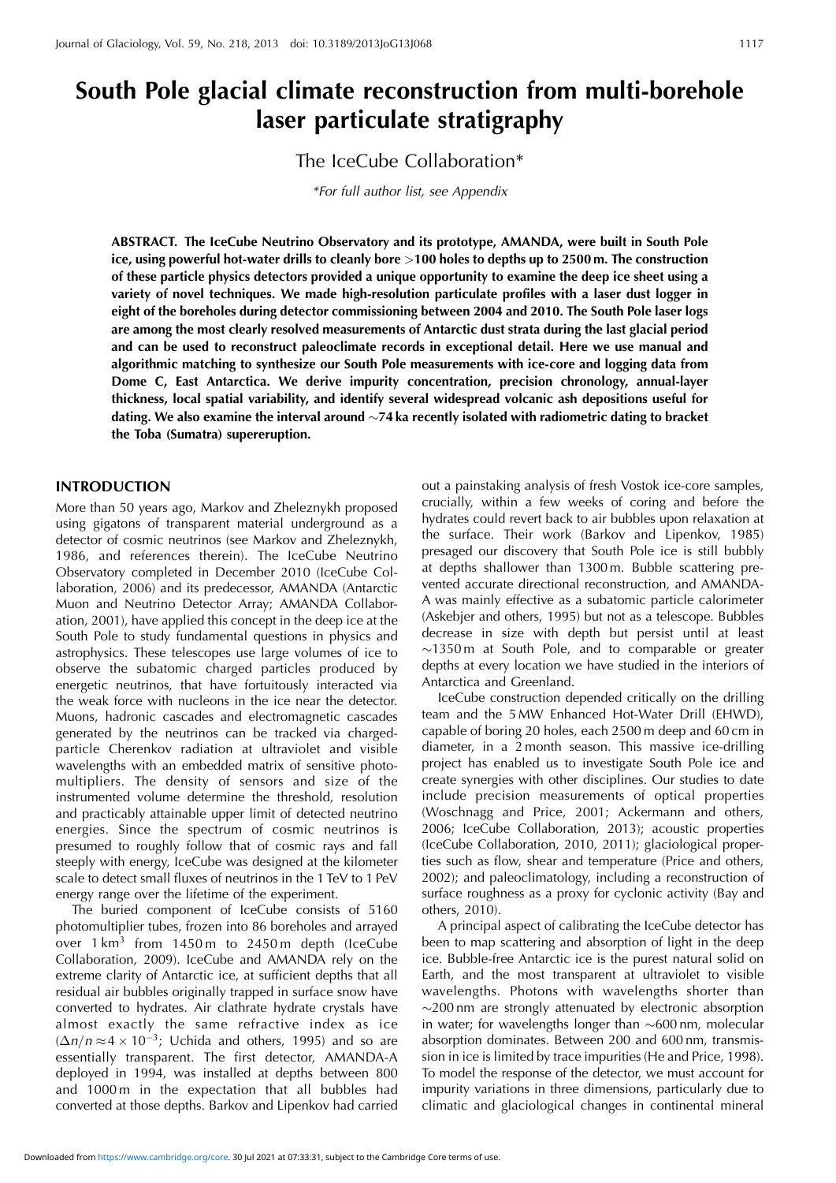# South Pole glacial climate reconstruction from multi-borehole laser particulate stratigraphy

The IceCube Collaboration*

*For full author list, see Appendix*

**ABSTRACT. The IceCube Neutrino Observatory and its prototype, AMANDA, were built in South Pole ice, using powerful hot-water drills to cleanly bore >100 holes to depths up to 2500 m. The construction of these particle physics detectors provided a unique opportunity to examine the deep ice sheet using a variety of novel techniques. We made high-resolution particulate profiles with a laser dust logger in eight of the boreholes during detector commissioning between 2004 and 2010. The South Pole laser logs are among the most clearly resolved measurements of Antarctic dust strata during the last glacial period and can be used to reconstruct paleoclimate records in exceptional detail. Here we use manual and algorithmic matching to synthesize our South Pole measurements with ice-core and logging data from Dome C, East Antarctica. We derive impurity concentration, precision chronology, annual-layer thickness, local spatial variability, and identify several widespread volcanic ash depositions useful for dating. We also examine the interval around ~74 ka recently isolated with radiometric dating to bracket the Toba (Sumatra) supereruption.**

## INTRODUCTION

More than 50 years ago, Markov and Zheleznykh proposed using gigatons of transparent material underground as a detector of cosmic neutrinos (see Markov and Zheleznykh, 1986, and references therein). The IceCube Neutrino Observatory completed in December 2010 (IceCube Collaboration, 2006) and its predecessor, AMANDA (Antarctic Muon and Neutrino Detector Array; AMANDA Collaboration, 2001), have applied this concept in the deep ice at the South Pole to study fundamental questions in physics and astrophysics. These telescopes use large volumes of ice to observe the subatomic charged particles produced by energetic neutrinos, that have fortuitously interacted via the weak force with nucleons in the ice near the detector. Muons, hadronic cascades and electromagnetic cascades generated by the neutrinos can be tracked via charged-particle Cherenkov radiation at ultraviolet and visible wavelengths with an embedded matrix of sensitive photomultipliers. The density of sensors and size of the instrumented volume determine the threshold, resolution and practicably attainable upper limit of detected neutrino energies. Since the spectrum of cosmic neutrinos is presumed to roughly follow that of cosmic rays and fall steeply with energy, IceCube was designed at the kilometer scale to detect small fluxes of neutrinos in the 1 TeV to 1 PeV energy range over the lifetime of the experiment.

The buried component of IceCube consists of 5160 photomultiplier tubes, frozen into 86 boreholes and arrayed over 1 km$^3$ from 1450 m to 2450 m depth (IceCube Collaboration, 2009). IceCube and AMANDA rely on the extreme clarity of Antarctic ice, at sufficient depths that all residual air bubbles originally trapped in surface snow have converted to hydrates. Air clathrate hydrate crystals have almost exactly the same refractive index as ice ($\Delta n/n \approx 4 \times 10^{-3}$; Uchida and others, 1995) and so are essentially transparent. The first detector, AMANDA-A deployed in 1994, was installed at depths between 800 and 1000 m in the expectation that all bubbles had converted at those depths. Barkov and Lipenkov had carried out a painstaking analysis of fresh Vostok ice-core samples, crucially, within a few weeks of coring and before the hydrates could revert back to air bubbles upon relaxation at the surface. Their work (Barkov and Lipenkov, 1985) presaged our discovery that South Pole ice is still bubbly at depths shallower than 1300 m. Bubble scattering prevented accurate directional reconstruction, and AMANDA-A was mainly effective as a subatomic particle calorimeter (Askebjer and others, 1995) but not as a telescope. Bubbles decrease in size with depth but persist until at least ~1350 m at South Pole, and to comparable or greater depths at every location we have studied in the interiors of Antarctica and Greenland.

IceCube construction depended critically on the drilling team and the 5 MW Enhanced Hot-Water Drill (EHWD), capable of boring 20 holes, each 2500 m deep and 60 cm in diameter, in a 2 month season. This massive ice-drilling project has enabled us to investigate South Pole ice and create synergies with other disciplines. Our studies to date include precision measurements of optical properties (Woschnagg and Price, 2001; Ackermann and others, 2006; IceCube Collaboration, 2013); acoustic properties (IceCube Collaboration, 2010, 2011); glaciological properties such as flow, shear and temperature (Price and others, 2002); and paleoclimatology, including a reconstruction of surface roughness as a proxy for cyclonic activity (Bay and others, 2010).

A principal aspect of calibrating the IceCube detector has been to map scattering and absorption of light in the deep ice. Bubble-free Antarctic ice is the purest natural solid on Earth, and the most transparent at ultraviolet to visible wavelengths. Photons with wavelengths shorter than ~200 nm are strongly attenuated by electronic absorption in water; for wavelengths longer than ~600 nm, molecular absorption dominates. Between 200 and 600 nm, transmission in ice is limited by trace impurities (He and Price, 1998). To model the response of the detector, we must account for impurity variations in three dimensions, particularly due to climatic and glaciological changes in continental mineral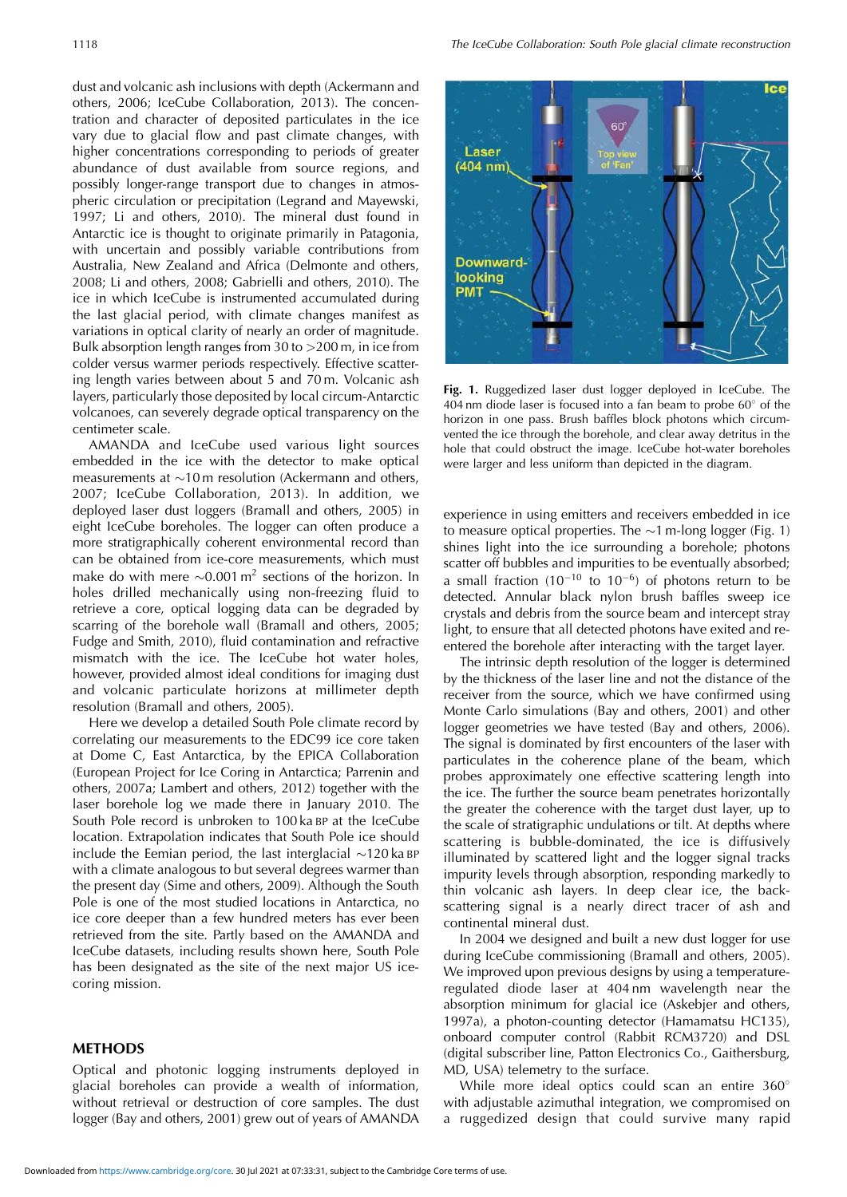dust and volcanic ash inclusions with depth (Ackermann and others, 2006; IceCube Collaboration, 2013). The concentration and character of deposited particulates in the ice vary due to glacial flow and past climate changes, with higher concentrations corresponding to periods of greater abundance of dust available from source regions, and possibly longer-range transport due to changes in atmospheric circulation or precipitation (Legrand and Mayewski, 1997; Li and others, 2010). The mineral dust found in Antarctic ice is thought to originate primarily in Patagonia, with uncertain and possibly variable contributions from Australia, New Zealand and Africa (Delmonte and others, 2008; Li and others, 2008; Gabrielli and others, 2010). The ice in which IceCube is instrumented accumulated during the last glacial period, with climate changes manifest as variations in optical clarity of nearly an order of magnitude. Bulk absorption length ranges from 30 to >200 m, in ice from colder versus warmer periods respectively. Effective scattering length varies between about 5 and 70 m. Volcanic ash layers, particularly those deposited by local circum-Antarctic volcanoes, can severely degrade optical transparency on the centimeter scale.

AMANDA and IceCube used various light sources embedded in the ice with the detector to make optical measurements at ~10 m resolution (Ackermann and others, 2007; IceCube Collaboration, 2013). In addition, we deployed laser dust loggers (Bramall and others, 2005) in eight IceCube boreholes. The logger can often produce a more stratigraphically coherent environmental record than can be obtained from ice-core measurements, which must make do with mere ~0.001 m$^2$ sections of the horizon. In holes drilled mechanically using non-freezing fluid to retrieve a core, optical logging data can be degraded by scarring of the borehole wall (Bramall and others, 2005; Fudge and Smith, 2010), fluid contamination and refractive mismatch with the ice. The IceCube hot water holes, however, provided almost ideal conditions for imaging dust and volcanic particulate horizons at millimeter depth resolution (Bramall and others, 2005).

Here we develop a detailed South Pole climate record by correlating our measurements to the EDC99 ice core taken at Dome C, East Antarctica, by the EPICA Collaboration (European Project for Ice Coring in Antarctica; Parrenin and others, 2007a; Lambert and others, 2012) together with the laser borehole log we made there in January 2010. The South Pole record is unbroken to 100 ka BP at the IceCube location. Extrapolation indicates that South Pole ice should include the Eemian period, the last interglacial ~120 ka BP with a climate analogous to but several degrees warmer than the present day (Sime and others, 2009). Although the South Pole is one of the most studied locations in Antarctica, no ice core deeper than a few hundred meters has ever been retrieved from the site. Partly based on the AMANDA and IceCube datasets, including results shown here, South Pole has been designated as the site of the next major US ice-coring mission.

## METHODS

Optical and photonic logging instruments deployed in glacial boreholes can provide a wealth of information, without retrieval or destruction of core samples. The dust logger (Bay and others, 2001) grew out of years of AMANDA experience in using emitters and receivers embedded in ice to measure optical properties. The ~1 m-long logger (Fig. 1) shines light into the ice surrounding a borehole; photons scatter off bubbles and impurities to be eventually absorbed; a small fraction ($10^{-10}$ to $10^{-6}$) of photons return to be detected. Annular black nylon brush baffles sweep ice crystals and debris from the source beam and intercept stray light, to ensure that all detected photons have exited and re-entered the borehole after interacting with the target layer.

**Fig. 1.** Ruggedized laser dust logger deployed in IceCube. The 404 nm diode laser is focused into a fan beam to probe 60° of the horizon in one pass. Brush baffles block photons which circumvented the ice through the borehole, and clear away detritus in the hole that could obstruct the image. IceCube hot-water boreholes were larger and less uniform than depicted in the diagram.

The intrinsic depth resolution of the logger is determined by the thickness of the laser line and not the distance of the receiver from the source, which we have confirmed using Monte Carlo simulations (Bay and others, 2001) and other logger geometries we have tested (Bay and others, 2006). The signal is dominated by first encounters of the laser with particulates in the coherence plane of the beam, which probes approximately one effective scattering length into the ice. The further the source beam penetrates horizontally the greater the coherence with the target dust layer, up to the scale of stratigraphic undulations or tilt. At depths where scattering is bubble-dominated, the ice is diffusively illuminated by scattered light and the logger signal tracks impurity levels through absorption, responding markedly to thin volcanic ash layers. In deep clear ice, the backscattering signal is a nearly direct tracer of ash and continental mineral dust.

In 2004 we designed and built a new dust logger for use during IceCube commissioning (Bramall and others, 2005). We improved upon previous designs by using a temperature-regulated diode laser at 404 nm wavelength near the absorption minimum for glacial ice (Askebjer and others, 1997a), a photon-counting detector (Hamamatsu HC135), onboard computer control (Rabbit RCM3720) and DSL (digital subscriber line, Patton Electronics Co., Gaithersburg, MD, USA) telemetry to the surface.

While more ideal optics could scan an entire 360° with adjustable azimuthal integration, we compromised on a ruggedized design that could survive many rapid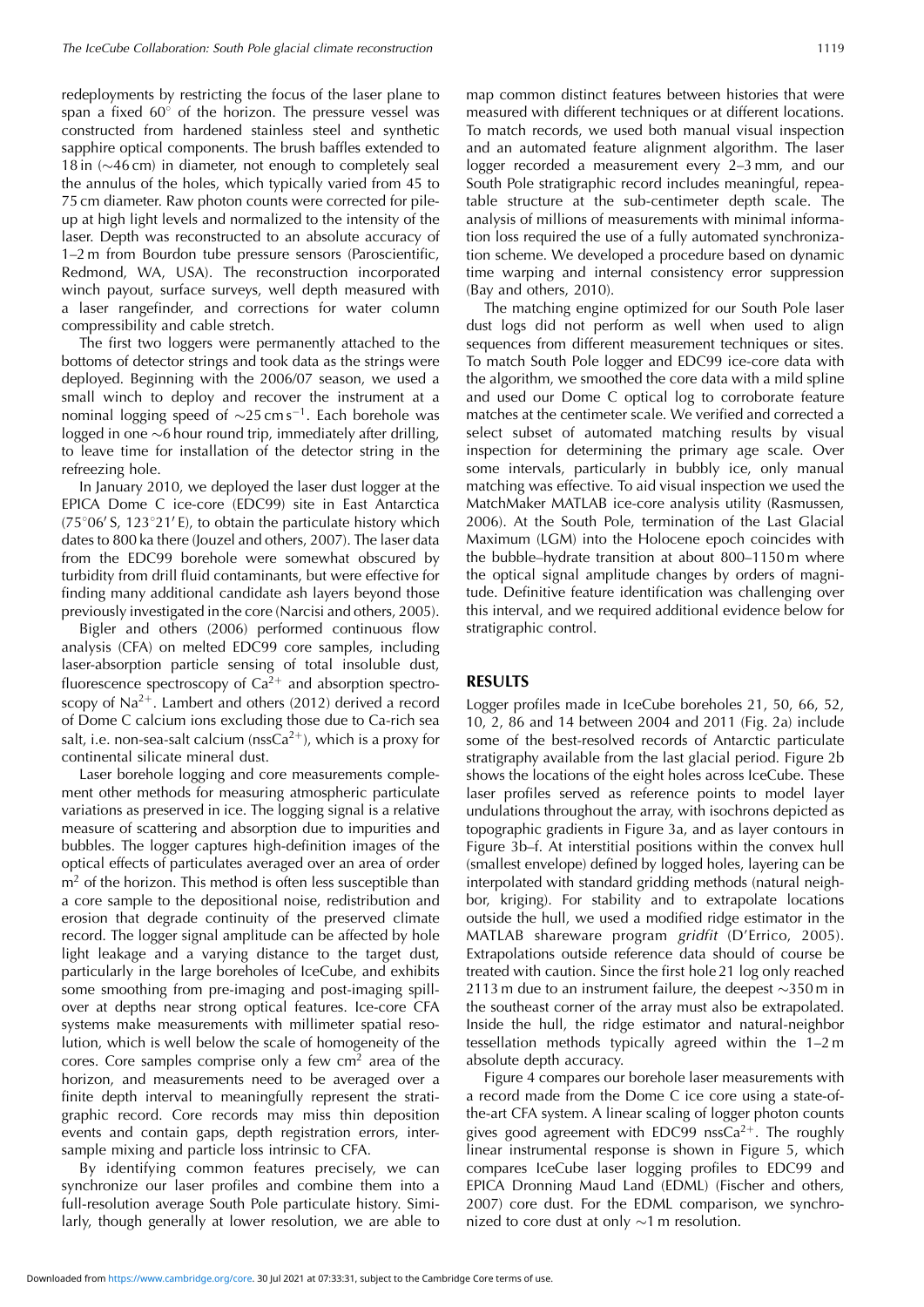redeployments by restricting the focus of the laser plane to span a fixed 60° of the horizon. The pressure vessel was constructed from hardened stainless steel and synthetic sapphire optical components. The brush baffles extended to 18 in (~46 cm) in diameter, not enough to completely seal the annulus of the holes, which typically varied from 45 to 75 cm diameter. Raw photon counts were corrected for pile-up at high light levels and normalized to the intensity of the laser. Depth was reconstructed to an absolute accuracy of 1–2 m from Bourdon tube pressure sensors (Paroscientific, Redmond, WA, USA). The reconstruction incorporated winch payout, surface surveys, well depth measured with a laser rangefinder, and corrections for water column compressibility and cable stretch.

The first two loggers were permanently attached to the bottoms of detector strings and took data as the strings were deployed. Beginning with the 2006/07 season, we used a small winch to deploy and recover the instrument at a nominal logging speed of ~25 cm $s^{-1}$. Each borehole was logged in one ~6 hour round trip, immediately after drilling, to leave time for installation of the detector string in the refreezing hole.

In January 2010, we deployed the laser dust logger at the EPICA Dome C ice-core (EDC99) site in East Antarctica (75°06′ S, 123°21′ E), to obtain the particulate history which dates to 800 ka there (Jouzel and others, 2007). The laser data from the EDC99 borehole were somewhat obscured by turbidity from drill fluid contaminants, but were effective for finding many additional candidate ash layers beyond those previously investigated in the core (Narcisi and others, 2005).

Bigler and others (2006) performed continuous flow analysis (CFA) on melted EDC99 core samples, including laser-absorption particle sensing of total insoluble dust, fluorescence spectroscopy of $Ca^{2+}$ and absorption spectroscopy of $Na^{2+}$. Lambert and others (2012) derived a record of Dome C calcium ions excluding those due to Ca-rich sea salt, i.e. non-sea-salt calcium ($nssCa^{2+}$), which is a proxy for continental silicate mineral dust.

Laser borehole logging and core measurements complement other methods for measuring atmospheric particulate variations as preserved in ice. The logging signal is a relative measure of scattering and absorption due to impurities and bubbles. The logger captures high-definition images of the optical effects of particulates averaged over an area of order $m^2$ of the horizon. This method is often less susceptible than a core sample to the depositional noise, redistribution and erosion that degrade continuity of the preserved climate record. The logger signal amplitude can be affected by hole light leakage and a varying distance to the target dust, particularly in the large boreholes of IceCube, and exhibits some smoothing from pre-imaging and post-imaging spill-over at depths near strong optical features. Ice-core CFA systems make measurements with millimeter spatial resolution, which is well below the scale of homogeneity of the cores. Core samples comprise only a few $cm^2$ area of the horizon, and measurements need to be averaged over a finite depth interval to meaningfully represent the stratigraphic record. Core records may miss thin deposition events and contain gaps, depth registration errors, intersample mixing and particle loss intrinsic to CFA.

By identifying common features precisely, we can synchronize our laser profiles and combine them into a full-resolution average South Pole particulate history. Similarly, though generally at lower resolution, we are able to map common distinct features between histories that were measured with different techniques or at different locations. To match records, we used both manual visual inspection and an automated feature alignment algorithm. The laser logger recorded a measurement every 2–3 mm, and our South Pole stratigraphic record includes meaningful, repeatable structure at the sub-centimeter depth scale. The analysis of millions of measurements with minimal information loss required the use of a fully automated synchronization scheme. We developed a procedure based on dynamic time warping and internal consistency error suppression (Bay and others, 2010).

The matching engine optimized for our South Pole laser dust logs did not perform as well when used to align sequences from different measurement techniques or sites. To match South Pole logger and EDC99 ice-core data with the algorithm, we smoothed the core data with a mild spline and used our Dome C optical log to corroborate feature matches at the centimeter scale. We verified and corrected a select subset of automated matching results by visual inspection for determining the primary age scale. Over some intervals, particularly in bubbly ice, only manual matching was effective. To aid visual inspection we used the MatchMaker MATLAB ice-core analysis utility (Rasmussen, 2006). At the South Pole, termination of the Last Glacial Maximum (LGM) into the Holocene epoch coincides with the bubble–hydrate transition at about 800–1150 m where the optical signal amplitude changes by orders of magnitude. Definitive feature identification was challenging over this interval, and we required additional evidence below for stratigraphic control.

## RESULTS

Logger profiles made in IceCube boreholes 21, 50, 66, 52, 10, 2, 86 and 14 between 2004 and 2011 (Fig. 2a) include some of the best-resolved records of Antarctic particulate stratigraphy available from the last glacial period. Figure 2b shows the locations of the eight holes across IceCube. These laser profiles served as reference points to model layer undulations throughout the array, with isochrons depicted as topographic gradients in Figure 3a, and as layer contours in Figure 3b–f. At interstitial positions within the convex hull (smallest envelope) defined by logged holes, layering can be interpolated with standard gridding methods (natural neighbor, kriging). For stability and to extrapolate locations outside the hull, we used a modified ridge estimator in the MATLAB shareware program *gridfit* (D'Errico, 2005). Extrapolations outside reference data should of course be treated with caution. Since the first hole 21 log only reached 2113 m due to an instrument failure, the deepest ~350 m in the southeast corner of the array must also be extrapolated. Inside the hull, the ridge estimator and natural-neighbor tessellation methods typically agreed within the 1–2 m absolute depth accuracy.

Figure 4 compares our borehole laser measurements with a record made from the Dome C ice core using a state-of-the-art CFA system. A linear scaling of logger photon counts gives good agreement with EDC99 $nssCa^{2+}$. The roughly linear instrumental response is shown in Figure 5, which compares IceCube laser logging profiles to EDC99 and EPICA Dronning Maud Land (EDML) (Fischer and others, 2007) core dust. For the EDML comparison, we synchronized to core dust at only ~1 m resolution.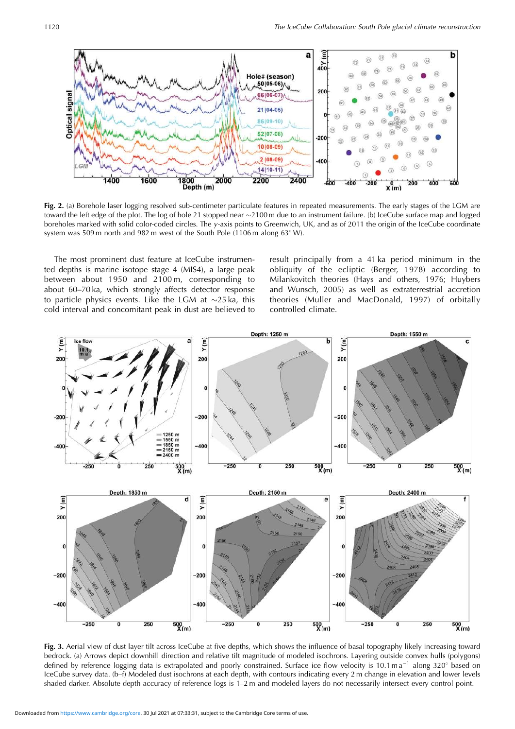**Fig. 2.** (a) Borehole laser logging resolved sub-centimeter particulate features in repeated measurements. The early stages of the LGM are toward the left edge of the plot. The log of hole 21 stopped near ~2100 m due to an instrument failure. (b) IceCube surface map and logged boreholes marked with solid color-coded circles. The *y*-axis points to Greenwich, UK, and as of 2011 the origin of the IceCube coordinate system was 509 m north and 982 m west of the South Pole (1106 m along 63° W).

The most prominent dust feature at IceCube instrumented depths is marine isotope stage 4 (MIS4), a large peak between about 1950 and 2100 m, corresponding to about 60–70 ka, which strongly affects detector response to particle physics events. Like the LGM at ~25 ka, this cold interval and concomitant peak in dust are believed to result principally from a 41 ka period minimum in the obliquity of the ecliptic (Berger, 1978) according to Milankovitch theories (Hays and others, 1976; Huybers and Wunsch, 2005) as well as extraterrestrial accretion theories (Muller and MacDonald, 1997) of orbitally controlled climate.

**Fig. 3.** Aerial view of dust layer tilt across IceCube at five depths, which shows the influence of basal topography likely increasing toward bedrock. (a) Arrows depict downhill direction and relative tilt magnitude of modeled isochrons. Layering outside convex hulls (polygons) defined by reference logging data is extrapolated and poorly constrained. Surface ice flow velocity is 10.1 m a$^{-1}$ along 320° based on IceCube survey data. (b–f) Modeled dust isochrons at each depth, with contours indicating every 2 m change in elevation and lower levels shaded darker. Absolute depth accuracy of reference logs is 1–2 m and modeled layers do not necessarily intersect every control point.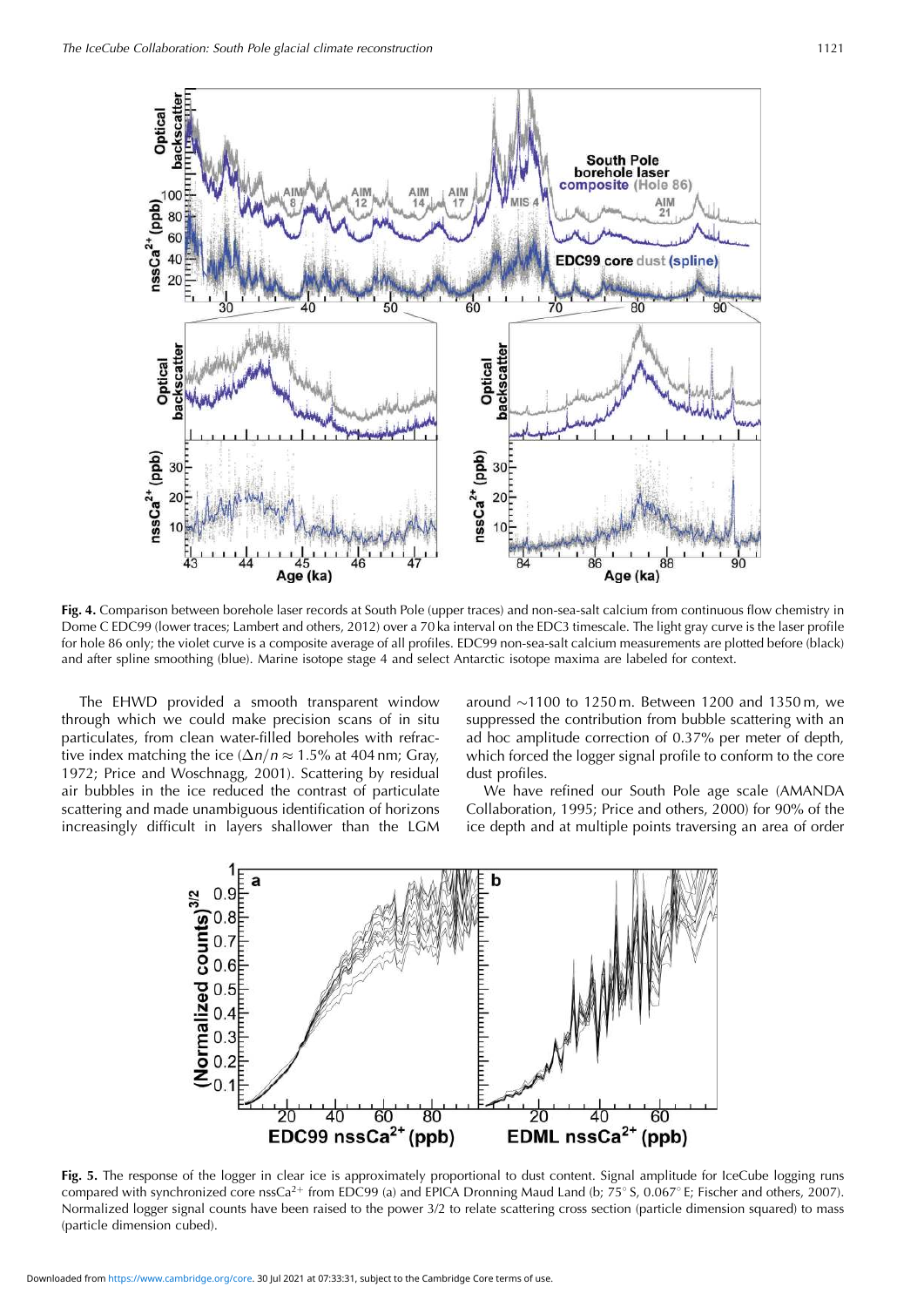**Fig. 4.** Comparison between borehole laser records at South Pole (upper traces) and non-sea-salt calcium from continuous flow chemistry in Dome C EDC99 (lower traces; Lambert and others, 2012) over a 70 ka interval on the EDC3 timescale. The light gray curve is the laser profile for hole 86 only; the violet curve is a composite average of all profiles. EDC99 non-sea-salt calcium measurements are plotted before (black) and after spline smoothing (blue). Marine isotope stage 4 and select Antarctic isotope maxima are labeled for context.

The EHWD provided a smooth transparent window through which we could make precision scans of in situ particulates, from clean water-filled boreholes with refractive index matching the ice ($\Delta n/n \approx 1.5\%$ at 404 nm; Gray, 1972; Price and Woschnagg, 2001). Scattering by residual air bubbles in the ice reduced the contrast of particulate scattering and made unambiguous identification of horizons increasingly difficult in layers shallower than the LGM around ~1100 to 1250 m. Between 1200 and 1350 m, we suppressed the contribution from bubble scattering with an ad hoc amplitude correction of 0.37% per meter of depth, which forced the logger signal profile to conform to the core dust profiles.

We have refined our South Pole age scale (AMANDA Collaboration, 1995; Price and others, 2000) for 90% of the ice depth and at multiple points traversing an area of order

**Fig. 5.** The response of the logger in clear ice is approximately proportional to dust content. Signal amplitude for IceCube logging runs compared with synchronized core $nssCa^{2+}$ from EDC99 (a) and EPICA Dronning Maud Land (b; 75° S, 0.067° E; Fischer and others, 2007). Normalized logger signal counts have been raised to the power 3/2 to relate scattering cross section (particle dimension squared) to mass (particle dimension cubed).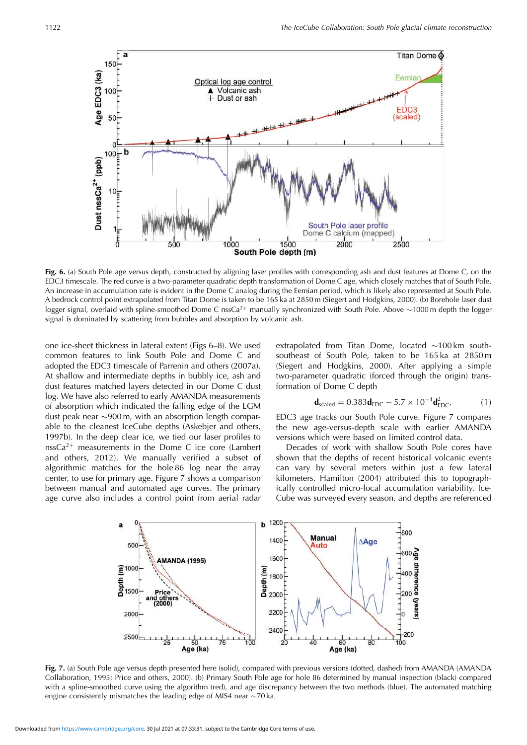**Fig. 6.** (a) South Pole age versus depth, constructed by aligning laser profiles with corresponding ash and dust features at Dome C, on the EDC3 timescale. The red curve is a two-parameter quadratic depth transformation of Dome C age, which closely matches that of South Pole. An increase in accumulation rate is evident in the Dome C analog during the Eemian period, which is likely also represented at South Pole. A bedrock control point extrapolated from Titan Dome is taken to be 165 ka at 2850 m (Siegert and Hodgkins, 2000). (b) Borehole laser dust logger signal, overlaid with spline-smoothed Dome C nss$Ca^{2+}$ manually synchronized with South Pole. Above ~1000 m depth the logger signal is dominated by scattering from bubbles and absorption by volcanic ash.

one ice-sheet thickness in lateral extent (Figs 6–8). We used common features to link South Pole and Dome C and adopted the EDC3 timescale of Parrenin and others (2007a). At shallow and intermediate depths in bubbly ice, ash and dust features matched layers detected in our Dome C dust log. We have also referred to early AMANDA measurements of absorption which indicated the falling edge of the LGM dust peak near ~900 m, with an absorption length comparable to the cleanest IceCube depths (Askebjer and others, 1997b). In the deep clear ice, we tied our laser profiles to nss$Ca^{2+}$ measurements in the Dome C ice core (Lambert and others, 2012). We manually verified a subset of algorithmic matches for the hole 86 log near the array center, to use for primary age. Figure 7 shows a comparison between manual and automated age curves. The primary age curve also includes a control point from aerial radar extrapolated from Titan Dome, located ~100 km south-southeast of South Pole, taken to be 165 ka at 2850 m (Siegert and Hodgkins, 2000). After applying a simple two-parameter quadratic (forced through the origin) transformation of Dome C depth

$$\mathbf{d}_{\text{scaled}} = 0.383\mathbf{d}_{\text{EDC}} - 5.7 \times 10^{-4}\mathbf{d}_{\text{EDC}}^2, \tag{1}$$

EDC3 age tracks our South Pole curve. Figure 7 compares the new age-versus-depth scale with earlier AMANDA versions which were based on limited control data.

Decades of work with shallow South Pole cores have shown that the depths of recent historical volcanic events can vary by several meters within just a few lateral kilometers. Hamilton (2004) attributed this to topographically controlled micro-local accumulation variability. IceCube was surveyed every season, and depths are referenced

**Fig. 7.** (a) South Pole age versus depth presented here (solid), compared with previous versions (dotted, dashed) from AMANDA (AMANDA Collaboration, 1995; Price and others, 2000). (b) Primary South Pole age for hole 86 determined by manual inspection (black) compared with a spline-smoothed curve using the algorithm (red), and age discrepancy between the two methods (blue). The automated matching engine consistently mismatches the leading edge of MIS4 near ~70 ka.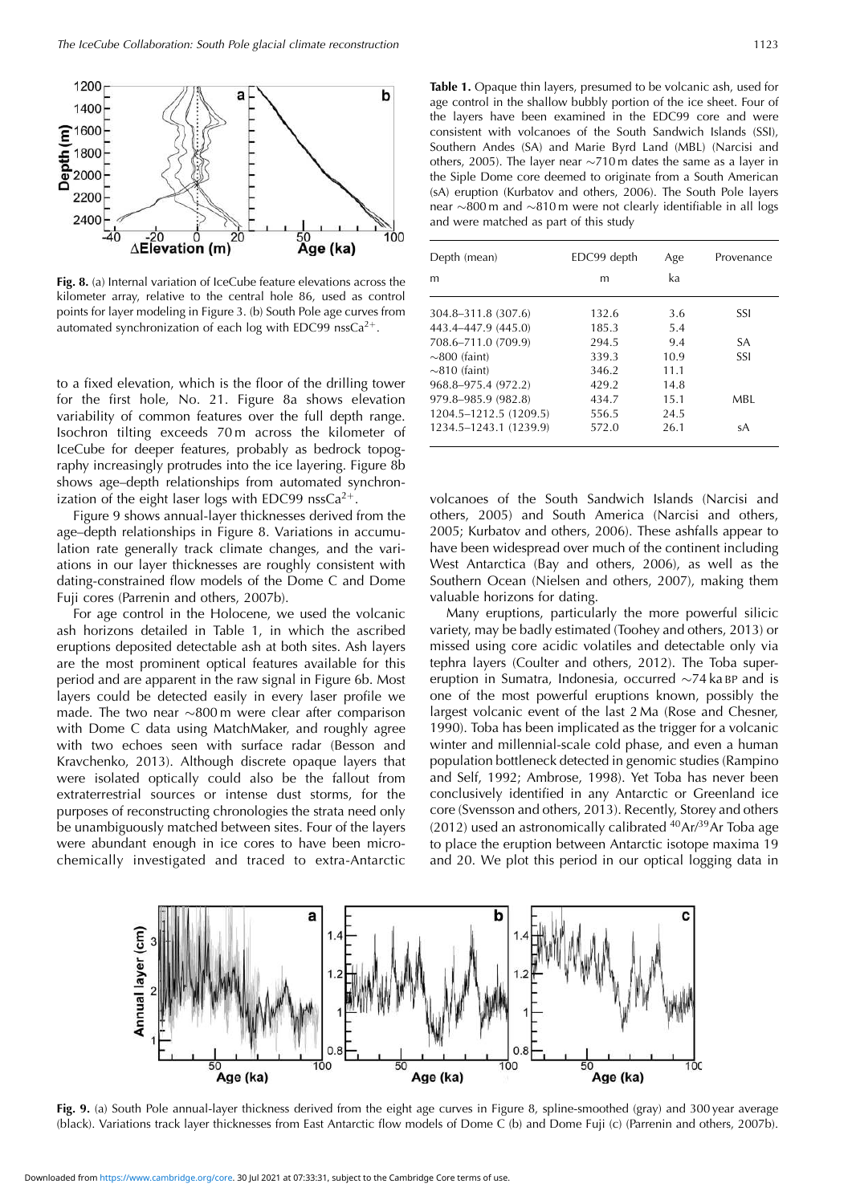**Fig. 8.** (a) Internal variation of IceCube feature elevations across the kilometer array, relative to the central hole 86, used as control points for layer modeling in Figure 3. (b) South Pole age curves from automated synchronization of each log with EDC99 nss$Ca^{2+}$.

to a fixed elevation, which is the floor of the drilling tower for the first hole, No. 21. Figure 8a shows elevation variability of common features over the full depth range. Isochron tilting exceeds 70 m across the kilometer of IceCube for deeper features, probably as bedrock topography increasingly protrudes into the ice layering. Figure 8b shows age–depth relationships from automated synchronization of the eight laser logs with EDC99 nss$Ca^{2+}$.

Figure 9 shows annual-layer thicknesses derived from the age–depth relationships in Figure 8. Variations in accumulation rate generally track climate changes, and the variations in our layer thicknesses are roughly consistent with dating-constrained flow models of the Dome C and Dome Fuji cores (Parrenin and others, 2007b).

For age control in the Holocene, we used the volcanic ash horizons detailed in Table 1, in which the ascribed eruptions deposited detectable ash at both sites. Ash layers are the most prominent optical features available for this period and are apparent in the raw signal in Figure 6b. Most layers could be detected easily in every laser profile we made. The two near ~800 m were clear after comparison with Dome C data using MatchMaker, and roughly agree with two echoes seen with surface radar (Besson and Kravchenko, 2013). Although discrete opaque layers that were isolated optically could also be the fallout from extraterrestrial sources or intense dust storms, for the purposes of reconstructing chronologies the strata need only be unambiguously matched between sites. Four of the layers were abundant enough in ice cores to have been microchemically investigated and traced to extra-Antarctic volcanoes of the South Sandwich Islands (Narcisi and others, 2005) and South America (Narcisi and others, 2005; Kurbatov and others, 2006). These ashfalls appear to have been widespread over much of the continent including West Antarctica (Bay and others, 2006), as well as the Southern Ocean (Nielsen and others, 2007), making them valuable horizons for dating.

**Table 1.** Opaque thin layers, presumed to be volcanic ash, used for age control in the shallow bubbly portion of the ice sheet. Four of the layers have been examined in the EDC99 core and were consistent with volcanoes of the South Sandwich Islands (SSI), Southern Andes (SA) and Marie Byrd Land (MBL) (Narcisi and others, 2005). The layer near ~710 m dates the same as a layer in the Siple Dome core deemed to originate from a South American (sA) eruption (Kurbatov and others, 2006). The South Pole layers near ~800 m and ~810 m were not clearly identifiable in all logs and were matched as part of this study

| Depth (mean) m | EDC99 depth m | Age ka | Provenance |
|---|---|---|---|
| 304.8–311.8 (307.6) | 132.6 | 3.6 | SSI |
| 443.4–447.9 (445.0) | 185.3 | 5.4 | |
| 708.6–711.0 (709.9) | 294.5 | 9.4 | SA |
| ~800 (faint) | 339.3 | 10.9 | SSI |
| ~810 (faint) | 346.2 | 11.1 | |
| 968.8–975.4 (972.2) | 429.2 | 14.8 | |
| 979.8–985.9 (982.8) | 434.7 | 15.1 | MBL |
| 1204.5–1212.5 (1209.5) | 556.5 | 24.5 | |
| 1234.5–1243.1 (1239.9) | 572.0 | 26.1 | sA |

Many eruptions, particularly the more powerful silicic variety, may be badly estimated (Toohey and others, 2013) or missed using core acidic volatiles and detectable only via tephra layers (Coulter and others, 2012). The Toba supereruption in Sumatra, Indonesia, occurred ~74 ka BP and is one of the most powerful eruptions known, possibly the largest volcanic event of the last 2 Ma (Rose and Chesner, 1990). Toba has been implicated as the trigger for a volcanic winter and millennial-scale cold phase, and even a human population bottleneck detected in genomic studies (Rampino and Self, 1992; Ambrose, 1998). Yet Toba has never been conclusively identified in any Antarctic or Greenland ice core (Svensson and others, 2013). Recently, Storey and others (2012) used an astronomically calibrated $^{40}Ar/^{39}Ar$ Toba age to place the eruption between Antarctic isotope maxima 19 and 20. We plot this period in our optical logging data in

**Fig. 9.** (a) South Pole annual-layer thickness derived from the eight age curves in Figure 8, spline-smoothed (gray) and 300 year average (black). Variations track layer thicknesses from East Antarctic flow models of Dome C (b) and Dome Fuji (c) (Parrenin and others, 2007b).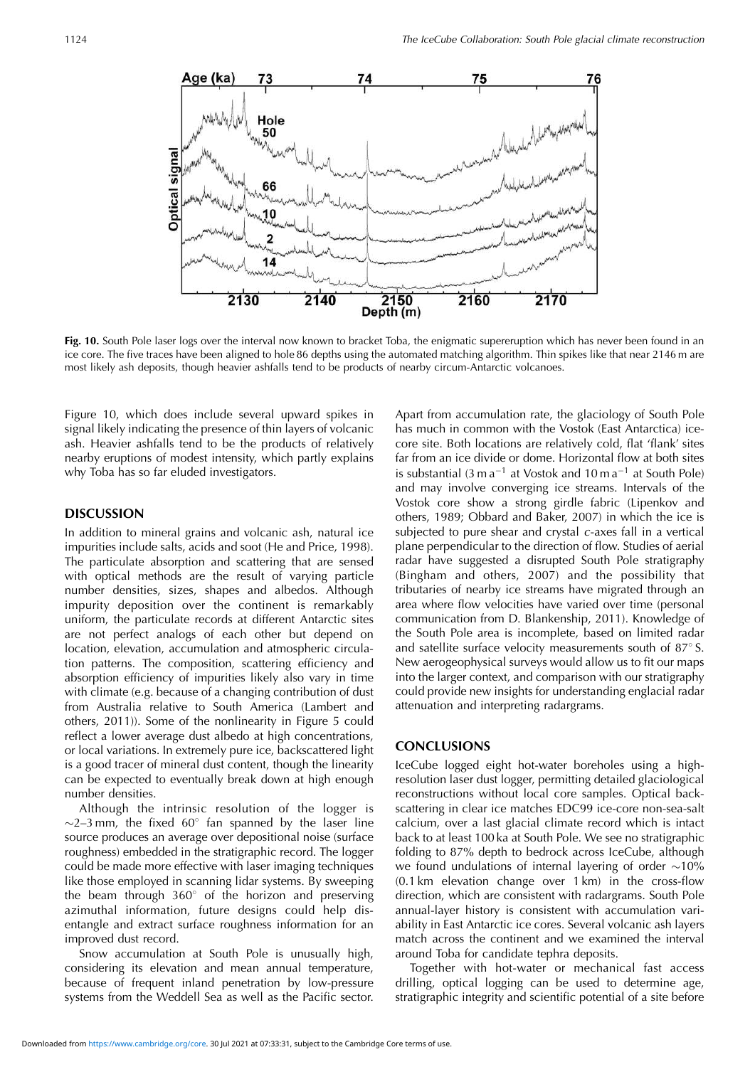Fig. 10. South Pole laser logs over the interval now known to bracket Toba, the enigmatic supereruption which has never been found in an ice core. The five traces have been aligned to hole 86 depths using the automated matching algorithm. Thin spikes like that near 2146 m are most likely ash deposits, though heavier ashfalls tend to be products of nearby circum-Antarctic volcanoes.

Figure 10, which does include several upward spikes in signal likely indicating the presence of thin layers of volcanic ash. Heavier ashfalls tend to be the products of relatively nearby eruptions of modest intensity, which partly explains why Toba has so far eluded investigators.

## DISCUSSION

In addition to mineral grains and volcanic ash, natural ice impurities include salts, acids and soot (He and Price, 1998). The particulate absorption and scattering that are sensed with optical methods are the result of varying particle number densities, sizes, shapes and albedos. Although impurity deposition over the continent is remarkably uniform, the particulate records at different Antarctic sites are not perfect analogs of each other but depend on location, elevation, accumulation and atmospheric circulation patterns. The composition, scattering efficiency and absorption efficiency of impurities likely also vary in time with climate (e.g. because of a changing contribution of dust from Australia relative to South America (Lambert and others, 2011)). Some of the nonlinearity in Figure 5 could reflect a lower average dust albedo at high concentrations, or local variations. In extremely pure ice, backscattered light is a good tracer of mineral dust content, though the linearity can be expected to eventually break down at high enough number densities.

Although the intrinsic resolution of the logger is ~2–3 mm, the fixed 60° fan spanned by the laser line source produces an average over depositional noise (surface roughness) embedded in the stratigraphic record. The logger could be made more effective with laser imaging techniques like those employed in scanning lidar systems. By sweeping the beam through 360° of the horizon and preserving azimuthal information, future designs could help disentangle and extract surface roughness information for an improved dust record.

Snow accumulation at South Pole is unusually high, considering its elevation and mean annual temperature, because of frequent inland penetration by low-pressure systems from the Weddell Sea as well as the Pacific sector. Apart from accumulation rate, the glaciology of South Pole has much in common with the Vostok (East Antarctica) ice-core site. Both locations are relatively cold, flat 'flank' sites far from an ice divide or dome. Horizontal flow at both sites is substantial (3 m $a^{-1}$ at Vostok and 10 m $a^{-1}$ at South Pole) and may involve converging ice streams. Intervals of the Vostok core show a strong girdle fabric (Lipenkov and others, 1989; Obbard and Baker, 2007) in which the ice is subjected to pure shear and crystal *c*-axes fall in a vertical plane perpendicular to the direction of flow. Studies of aerial radar have suggested a disrupted South Pole stratigraphy (Bingham and others, 2007) and the possibility that tributaries of nearby ice streams have migrated through an area where flow velocities have varied over time (personal communication from D. Blankenship, 2011). Knowledge of the South Pole area is incomplete, based on limited radar and satellite surface velocity measurements south of 87° S. New aerogeophysical surveys would allow us to fit our maps into the larger context, and comparison with our stratigraphy could provide new insights for understanding englacial radar attenuation and interpreting radargrams.

## CONCLUSIONS

IceCube logged eight hot-water boreholes using a high-resolution laser dust logger, permitting detailed glaciological reconstructions without local core samples. Optical backscattering in clear ice matches EDC99 ice-core non-sea-salt calcium, over a last glacial climate record which is intact back to at least 100 ka at South Pole. We see no stratigraphic folding to 87% depth to bedrock across IceCube, although we found undulations of internal layering of order ~10% (0.1 km elevation change over 1 km) in the cross-flow direction, which are consistent with radargrams. South Pole annual-layer history is consistent with accumulation variability in East Antarctic ice cores. Several volcanic ash layers match across the continent and we examined the interval around Toba for candidate tephra deposits.

Together with hot-water or mechanical fast access drilling, optical logging can be used to determine age, stratigraphic integrity and scientific potential of a site before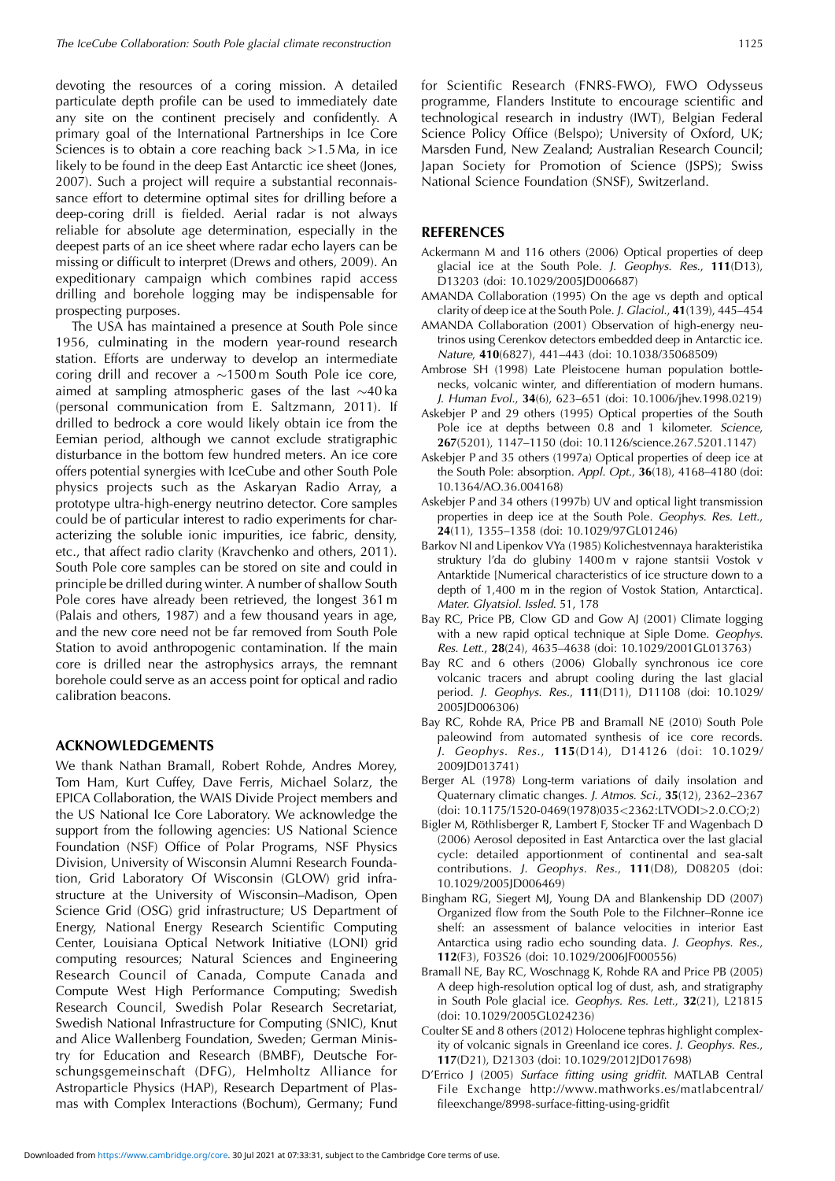devoting the resources of a coring mission. A detailed particulate depth profile can be used to immediately date any site on the continent precisely and confidently. A primary goal of the International Partnerships in Ice Core Sciences is to obtain a core reaching back >1.5 Ma, in ice likely to be found in the deep East Antarctic ice sheet (Jones, 2007). Such a project will require a substantial reconnaissance effort to determine optimal sites for drilling before a deep-coring drill is fielded. Aerial radar is not always reliable for absolute age determination, especially in the deepest parts of an ice sheet where radar echo layers can be missing or difficult to interpret (Drews and others, 2009). An expeditionary campaign which combines rapid access drilling and borehole logging may be indispensable for prospecting purposes.

The USA has maintained a presence at South Pole since 1956, culminating in the modern year-round research station. Efforts are underway to develop an intermediate coring drill and recover a ~1500 m South Pole ice core, aimed at sampling atmospheric gases of the last ~40 ka (personal communication from E. Saltzmann, 2011). If drilled to bedrock a core would likely obtain ice from the Eemian period, although we cannot exclude stratigraphic disturbance in the bottom few hundred meters. An ice core offers potential synergies with IceCube and other South Pole physics projects such as the Askaryan Radio Array, a prototype ultra-high-energy neutrino detector. Core samples could be of particular interest to radio experiments for characterizing the soluble ionic impurities, ice fabric, density, etc., that affect radio clarity (Kravchenko and others, 2011). South Pole core samples can be stored on site and could in principle be drilled during winter. A number of shallow South Pole cores have already been retrieved, the longest 361 m (Palais and others, 1987) and a few thousand years in age, and the new core need not be far removed from South Pole Station to avoid anthropogenic contamination. If the main core is drilled near the astrophysics arrays, the remnant borehole could serve as an access point for optical and radio calibration beacons.

## ACKNOWLEDGEMENTS

We thank Nathan Bramall, Robert Rohde, Andres Morey, Tom Ham, Kurt Cuffey, Dave Ferris, Michael Solarz, the EPICA Collaboration, the WAIS Divide Project members and the US National Ice Core Laboratory. We acknowledge the support from the following agencies: US National Science Foundation (NSF) Office of Polar Programs, NSF Physics Division, University of Wisconsin Alumni Research Foundation, Grid Laboratory Of Wisconsin (GLOW) grid infrastructure at the University of Wisconsin–Madison, Open Science Grid (OSG) grid infrastructure; US Department of Energy, National Energy Research Scientific Computing Center, Louisiana Optical Network Initiative (LONI) grid computing resources; Natural Sciences and Engineering Research Council of Canada, Compute Canada and Compute West High Performance Computing; Swedish Research Council, Swedish Polar Research Secretariat, Swedish National Infrastructure for Computing (SNIC), Knut and Alice Wallenberg Foundation, Sweden; German Ministry for Education and Research (BMBF), Deutsche Forschungsgemeinschaft (DFG), Helmholtz Alliance for Astroparticle Physics (HAP), Research Department of Plasmas with Complex Interactions (Bochum), Germany; Fund for Scientific Research (FNRS-FWO), FWO Odysseus programme, Flanders Institute to encourage scientific and technological research in industry (IWT), Belgian Federal Science Policy Office (Belspo); University of Oxford, UK; Marsden Fund, New Zealand; Australian Research Council; Japan Society for Promotion of Science (JSPS); Swiss National Science Foundation (SNSF), Switzerland.

## REFERENCES

Ackermann M and 116 others (2006) Optical properties of deep glacial ice at the South Pole. *J. Geophys. Res.*, **111**(D13), D13203 (doi: 10.1029/2005JD006687)

AMANDA Collaboration (1995) On the age vs depth and optical clarity of deep ice at the South Pole. *J. Glaciol.*, **41**(139), 445–454

AMANDA Collaboration (2001) Observation of high-energy neutrinos using Cerenkov detectors embedded deep in Antarctic ice. *Nature*, **410**(6827), 441–443 (doi: 10.1038/35068509)

Ambrose SH (1998) Late Pleistocene human population bottlenecks, volcanic winter, and differentiation of modern humans. *J. Human Evol.*, **34**(6), 623–651 (doi: 10.1006/jhev.1998.0219)

Askebjer P and 29 others (1995) Optical properties of the South Pole ice at depths between 0.8 and 1 kilometer. *Science*, **267**(5201), 1147–1150 (doi: 10.1126/science.267.5201.1147)

Askebjer P and 35 others (1997a) Optical properties of deep ice at the South Pole: absorption. *Appl. Opt.*, **36**(18), 4168–4180 (doi: 10.1364/AO.36.004168)

Askebjer P and 34 others (1997b) UV and optical light transmission properties in deep ice at the South Pole. *Geophys. Res. Lett.*, **24**(11), 1355–1358 (doi: 10.1029/97GL01246)

Barkov NI and Lipenkov VYa (1985) Kolichestvennaya harakteristika struktury l'da do glubiny 1400 m v rajone stantsii Vostok v Antarktide [Numerical characteristics of ice structure down to a depth of 1,400 m in the region of Vostok Station, Antarctica]. *Mater. Glyatsiol. Issled.* 51, 178

Bay RC, Price PB, Clow GD and Gow AJ (2001) Climate logging with a new rapid optical technique at Siple Dome. *Geophys. Res. Lett.*, **28**(24), 4635–4638 (doi: 10.1029/2001GL013763)

Bay RC and 6 others (2006) Globally synchronous ice core volcanic tracers and abrupt cooling during the last glacial period. *J. Geophys. Res.*, **111**(D11), D11108 (doi: 10.1029/2005JD006306)

Bay RC, Rohde RA, Price PB and Bramall NE (2010) South Pole paleowind from automated synthesis of ice core records. *J. Geophys. Res.*, **115**(D14), D14126 (doi: 10.1029/2009JD013741)

Berger AL (1978) Long-term variations of daily insolation and Quaternary climatic changes. *J. Atmos. Sci.*, **35**(12), 2362–2367 (doi: 10.1175/1520-0469(1978)035<2362:LTVODI>2.0.CO;2)

Bigler M, Röthlisberger R, Lambert F, Stocker TF and Wagenbach D (2006) Aerosol deposited in East Antarctica over the last glacial cycle: detailed apportionment of continental and sea-salt contributions. *J. Geophys. Res.*, **111**(D8), D08205 (doi: 10.1029/2005JD006469)

Bingham RG, Siegert MJ, Young DA and Blankenship DD (2007) Organized flow from the South Pole to the Filchner–Ronne ice shelf: an assessment of balance velocities in interior East Antarctica using radio echo sounding data. *J. Geophys. Res.*, **112**(F3), F03S26 (doi: 10.1029/2006JF000556)

Bramall NE, Bay RC, Woschnagg K, Rohde RA and Price PB (2005) A deep high-resolution optical log of dust, ash, and stratigraphy in South Pole glacial ice. *Geophys. Res. Lett.*, **32**(21), L21815 (doi: 10.1029/2005GL024236)

Coulter SE and 8 others (2012) Holocene tephras highlight complexity of volcanic signals in Greenland ice cores. *J. Geophys. Res.*, **117**(D21), D21303 (doi: 10.1029/2012JD017698)

D'Errico J (2005) *Surface fitting using gridfit.* MATLAB Central File Exchange http://www.mathworks.es/matlabcentral/fileexchange/8998-surface-fitting-using-gridfit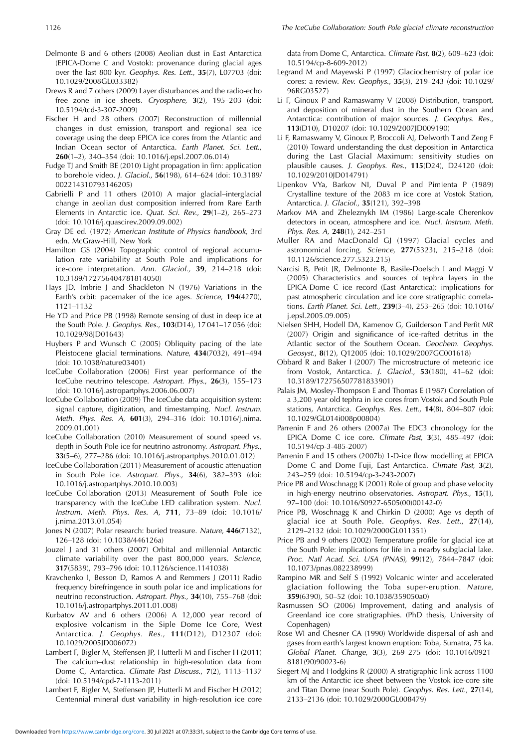Delmonte B and 6 others (2008) Aeolian dust in East Antarctica (EPICA-Dome C and Vostok): provenance during glacial ages over the last 800 kyr. *Geophys. Res. Lett.*, **35**(7), L07703 (doi: 10.1029/2008GL033382)

Drews R and 7 others (2009) Layer disturbances and the radio-echo free zone in ice sheets. *Cryosphere*, **3**(2), 195–203 (doi: 10.5194/tcd-3-307-2009)

Fischer H and 28 others (2007) Reconstruction of millennial changes in dust emission, transport and regional sea ice coverage using the deep EPICA ice cores from the Atlantic and Indian Ocean sector of Antarctica. *Earth Planet. Sci. Lett.*, **260**(1–2), 340–354 (doi: 10.1016/j.epsl.2007.06.014)

Fudge TJ and Smith BE (2010) Light propagation in firn: application to borehole video. *J. Glaciol.*, **56**(198), 614–624 (doi: 10.3189/002214310793146205)

Gabrielli P and 11 others (2010) A major glacial–interglacial change in aeolian dust composition inferred from Rare Earth Elements in Antarctic ice. *Quat. Sci. Rev.*, **29**(1–2), 265–273 (doi: 10.1016/j.quascirev.2009.09.002)

Gray DE ed. (1972) *American Institute of Physics handbook*, 3rd edn. McGraw-Hill, New York

Hamilton GS (2004) Topographic control of regional accumulation rate variability at South Pole and implications for ice-core interpretation. *Ann. Glaciol.*, **39**, 214–218 (doi: 10.3189/172756404781814050)

Hays JD, Imbrie J and Shackleton N (1976) Variations in the Earth's orbit: pacemaker of the ice ages. *Science*, **194**(4270), 1121–1132

He YD and Price PB (1998) Remote sensing of dust in deep ice at the South Pole. *J. Geophys. Res.*, **103**(D14), 17 041–17 056 (doi: 10.1029/98JD01643)

Huybers P and Wunsch C (2005) Obliquity pacing of the late Pleistocene glacial terminations. *Nature*, **434**(7032), 491–494 (doi: 10.1038/nature03401)

IceCube Collaboration (2006) First year performance of the IceCube neutrino telescope. *Astropart. Phys.*, **26**(3), 155–173 (doi: 10.1016/j.astropartphys.2006.06.007)

IceCube Collaboration (2009) The IceCube data acquisition system: signal capture, digitization, and timestamping. *Nucl. Instrum. Meth. Phys. Res. A*, **601**(3), 294–316 (doi: 10.1016/j.nima.2009.01.001)

IceCube Collaboration (2010) Measurement of sound speed vs. depth in South Pole ice for neutrino astronomy. *Astropart. Phys.*, **33**(5–6), 277–286 (doi: 10.1016/j.astropartphys.2010.01.012)

IceCube Collaboration (2011) Measurement of acoustic attenuation in South Pole ice. *Astropart. Phys.*, **34**(6), 382–393 (doi: 10.1016/j.astropartphys.2010.10.003)

IceCube Collaboration (2013) Measurement of South Pole ice transparency with the IceCube LED calibration system. *Nucl. Instrum. Meth. Phys. Res. A*, **711**, 73–89 (doi: 10.1016/j.nima.2013.01.054)

Jones N (2007) Polar research: buried treasure. *Nature*, **446**(7132), 126–128 (doi: 10.1038/446126a)

Jouzel J and 31 others (2007) Orbital and millennial Antarctic climate variability over the past 800,000 years. *Science*, **317**(5839), 793–796 (doi: 10.1126/science.1141038)

Kravchenko I, Besson D, Ramos A and Remmers J (2011) Radio frequency birefringence in south polar ice and implications for neutrino reconstruction. *Astropart. Phys.*, **34**(10), 755–768 (doi: 10.1016/j.astropartphys.2011.01.008)

Kurbatov AV and 6 others (2006) A 12,000 year record of explosive volcanism in the Siple Dome Ice Core, West Antarctica. *J. Geophys. Res.*, **111**(D12), D12307 (doi: 10.1029/2005JD006072)

Lambert F, Bigler M, Steffensen JP, Hutterli M and Fischer H (2011) The calcium–dust relationship in high-resolution data from Dome C, Antarctica. *Climate Past Discuss.*, **7**(2), 1113–1137 (doi: 10.5194/cpd-7-1113-2011)

Lambert F, Bigler M, Steffensen JP, Hutterli M and Fischer H (2012) Centennial mineral dust variability in high-resolution ice core data from Dome C, Antarctica. *Climate Past*, **8**(2), 609–623 (doi: 10.5194/cp-8-609-2012)

Legrand M and Mayewski P (1997) Glaciochemistry of polar ice cores: a review. *Rev. Geophys.*, **35**(3), 219–243 (doi: 10.1029/96RG03527)

Li F, Ginoux P and Ramaswamy V (2008) Distribution, transport, and deposition of mineral dust in the Southern Ocean and Antarctica: contribution of major sources. *J. Geophys. Res.*, **113**(D10), D10207 (doi: 10.1029/2007JD009190)

Li F, Ramaswamy V, Ginoux P, Broccoli AJ, Delworth T and Zeng F (2010) Toward understanding the dust deposition in Antarctica during the Last Glacial Maximum: sensitivity studies on plausible causes. *J. Geophys. Res.*, **115**(D24), D24120 (doi: 10.1029/2010JD014791)

Lipenkov VYa, Barkov NI, Duval P and Pimienta P (1989) Crystalline texture of the 2083 m ice core at Vostok Station, Antarctica. *J. Glaciol.*, **35**(121), 392–398

Markov MA and Zheleznykh IM (1986) Large-scale Cherenkov detectors in ocean, atmosphere and ice. *Nucl. Instrum. Meth. Phys. Res. A*, **248**(1), 242–251

Muller RA and MacDonald GJ (1997) Glacial cycles and astronomical forcing. *Science*, **277**(5323), 215–218 (doi: 10.1126/science.277.5323.215)

Narcisi B, Petit JR, Delmonte B, Basile-Doelsch I and Maggi V (2005) Characteristics and sources of tephra layers in the EPICA-Dome C ice record (East Antarctica): implications for past atmospheric circulation and ice core stratigraphic correlations. *Earth Planet. Sci. Lett.*, **239**(3–4), 253–265 (doi: 10.1016/j.epsl.2005.09.005)

Nielsen SHH, Hodell DA, Kamenov G, Guilderson T and Perfit MR (2007) Origin and significance of ice-rafted detritus in the Atlantic sector of the Southern Ocean. *Geochem. Geophys. Geosyst.*, **8**(12), Q12005 (doi: 10.1029/2007GC001618)

Obbard R and Baker I (2007) The microstructure of meteoric ice from Vostok, Antarctica. *J. Glaciol.*, **53**(180), 41–62 (doi: 10.3189/172756507781833901)

Palais JM, Mosley-Thompson E and Thomas E (1987) Correlation of a 3,200 year old tephra in ice cores from Vostok and South Pole stations, Antarctica. *Geophys. Res. Lett.*, **14**(8), 804–807 (doi: 10.1029/GL014i008p00804)

Parrenin F and 26 others (2007a) The EDC3 chronology for the EPICA Dome C ice core. *Climate Past*, **3**(3), 485–497 (doi: 10.5194/cp-3-485-2007)

Parrenin F and 15 others (2007b) 1-D-ice flow modelling at EPICA Dome C and Dome Fuji, East Antarctica. *Climate Past*, **3**(2), 243–259 (doi: 10.5194/cp-3-243-2007)

Price PB and Woschnagg K (2001) Role of group and phase velocity in high-energy neutrino observatories. *Astropart. Phys.*, **15**(1), 97–100 (doi: 10.1016/S0927-6505(00)00142-0)

Price PB, Woschnagg K and Chirkin D (2000) Age vs depth of glacial ice at South Pole. *Geophys. Res. Lett.*, **27**(14), 2129–2132 (doi: 10.1029/2000GL011351)

Price PB and 9 others (2002) Temperature profile for glacial ice at the South Pole: implications for life in a nearby subglacial lake. *Proc. Natl Acad. Sci. USA (PNAS)*, **99**(12), 7844–7847 (doi: 10.1073/pnas.082238999)

Rampino MR and Self S (1992) Volcanic winter and accelerated glaciation following the Toba super-eruption. *Nature*, **359**(6390), 50–52 (doi: 10.1038/359050a0)

Rasmussen SO (2006) Improvement, dating and analysis of Greenland ice core stratigraphies. (PhD thesis, University of Copenhagen)

Rose WI and Chesner CA (1990) Worldwide dispersal of ash and gases from earth's largest known eruption: Toba, Sumatra, 75 ka. *Global Planet. Change*, **3**(3), 269–275 (doi: 10.1016/0921-8181(90)90023-6)

Siegert MJ and Hodgkins R (2000) A stratigraphic link across 1100 km of the Antarctic ice sheet between the Vostok ice-core site and Titan Dome (near South Pole). *Geophys. Res. Lett.*, **27**(14), 2133–2136 (doi: 10.1029/2000GL008479)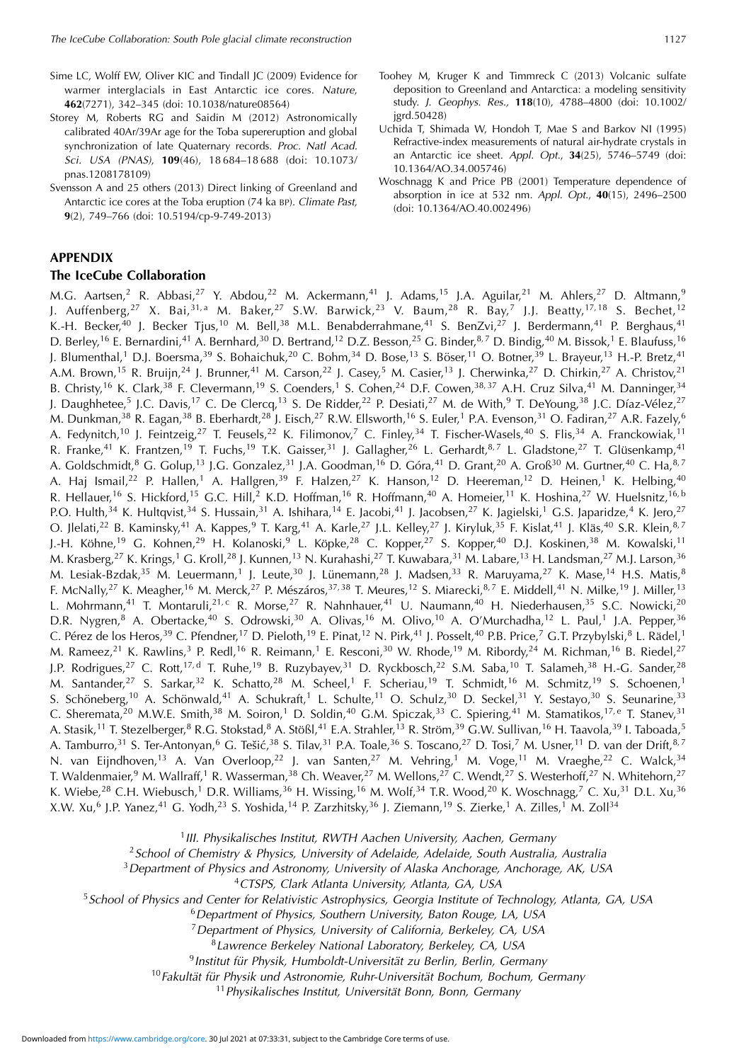Sime LC, Wolff EW, Oliver KIC and Tindall JC (2009) Evidence for warmer interglacials in East Antarctic ice cores. *Nature*, **462**(7271), 342–345 (doi: 10.1038/nature08564)

Storey M, Roberts RG and Saidin M (2012) Astronomically calibrated 40Ar/39Ar age for the Toba supereruption and global synchronization of late Quaternary records. *Proc. Natl Acad. Sci. USA (PNAS)*, **109**(46), 18 684–18 688 (doi: 10.1073/pnas.1208178109)

Svensson A and 25 others (2013) Direct linking of Greenland and Antarctic ice cores at the Toba eruption (74 ka BP). *Climate Past*, **9**(2), 749–766 (doi: 10.5194/cp-9-749-2013)

Toohey M, Kruger K and Timmreck C (2013) Volcanic sulfate deposition to Greenland and Antarctica: a modeling sensitivity study. *J. Geophys. Res.*, **118**(10), 4788–4800 (doi: 10.1002/jgrd.50428)

Uchida T, Shimada W, Hondoh T, Mae S and Barkov NI (1995) Refractive-index measurements of natural air-hydrate crystals in an Antarctic ice sheet. *Appl. Opt.*, **34**(25), 5746–5749 (doi: 10.1364/AO.34.005746)

Woschnagg K and Price PB (2001) Temperature dependence of absorption in ice at 532 nm. *Appl. Opt.*, **40**(15), 2496–2500 (doi: 10.1364/AO.40.002496)

## APPENDIX

### The IceCube Collaboration

M.G. Aartsen,[2] R. Abbasi,[27] Y. Abdou,[22] M. Ackermann,[41] J. Adams,[15] J.A. Aguilar,[21] M. Ahlers,[27] D. Altmann,[9] J. Auffenberg,[27] X. Bai,[31,a] M. Baker,[27] S.W. Barwick,[23] V. Baum,[28] R. Bay,[7] J.J. Beatty,[17,18] S. Bechet,[12] K.-H. Becker,[40] J. Becker Tjus,[10] M. Bell,[38] M.L. Benabderrahmane,[41] S. BenZvi,[27] J. Berdermann,[41] P. Berghaus,[41] D. Berley,[16] E. Bernardini,[41] A. Bernhard,[30] D. Bertrand,[12] D.Z. Besson,[25] G. Binder,[8,7] D. Bindig,[40] M. Bissok,[1] E. Blaufuss,[16] J. Blumenthal,[1] D.J. Boersma,[39] S. Bohaichuk,[20] C. Bohm,[34] D. Bose,[13] S. Böser,[11] O. Botner,[39] L. Brayeur,[13] H.-P. Bretz,[41] A.M. Brown,[15] R. Bruijn,[24] J. Brunner,[41] M. Carson,[22] J. Casey,[5] M. Casier,[13] J. Cherwinka,[27] D. Chirkin,[27] A. Christov,[21] B. Christy,[16] K. Clark,[38] F. Clevermann,[19] S. Coenders,[1] S. Cohen,[24] D.F. Cowen,[38,37] A.H. Cruz Silva,[41] M. Danninger,[34] J. Daughhetee,[5] J.C. Davis,[17] C. De Clercq,[13] S. De Ridder,[22] P. Desiati,[27] M. de With,[9] T. DeYoung,[38] J.C. Díaz-Vélez,[27] M. Dunkman,[38] R. Eagan,[38] B. Eberhardt,[28] J. Eisch,[27] R.W. Ellsworth,[16] S. Euler,[1] P.A. Evenson,[31] O. Fadiran,[27] A.R. Fazely,[6] A. Fedynitch,[10] J. Feintzeig,[27] T. Feusels,[22] K. Filimonov,[7] C. Finley,[34] T. Fischer-Wasels,[40] S. Flis,[34] A. Franckowiak,[11] R. Franke,[41] K. Frantzen,[19] T. Fuchs,[19] T.K. Gaisser,[31] J. Gallagher,[26] L. Gerhardt,[8,7] L. Gladstone,[27] T. Glüsenkamp,[41] A. Goldschmidt,[8] G. Golup,[13] J.G. Gonzalez,[31] J.A. Goodman,[16] D. Góra,[41] D. Grant,[20] A. Groß[30] M. Gurtner,[40] C. Ha,[8,7] A. Haj Ismail,[22] P. Hallen,[1] A. Hallgren,[39] F. Halzen,[27] K. Hanson,[12] D. Heereman,[12] D. Heinen,[1] K. Helbing,[40] R. Hellauer,[16] S. Hickford,[15] G.C. Hill,[2] K.D. Hoffman,[16] R. Hoffmann,[40] A. Homeier,[11] K. Hoshina,[27] W. Huelsnitz,[16,b] P.O. Hulth,[34] K. Hultqvist,[34] S. Hussain,[31] A. Ishihara,[14] E. Jacobi,[41] J. Jacobsen,[27] K. Jagielski,[1] G.S. Japaridze,[4] K. Jero,[27] O. Jlelati,[22] B. Kaminsky,[41] A. Kappes,[9] T. Karg,[41] A. Karle,[27] J.L. Kelley,[27] J. Kiryluk,[35] F. Kislat,[41] J. Kläs,[40] S.R. Klein,[8,7] J.-H. Köhne,[19] G. Kohnen,[29] H. Kolanoski,[9] L. Köpke,[28] C. Kopper,[27] S. Kopper,[40] D.J. Koskinen,[38] M. Kowalski,[11] M. Krasberg,[27] K. Krings,[1] G. Kroll,[28] J. Kunnen,[13] N. Kurahashi,[27] T. Kuwabara,[31] M. Labare,[13] H. Landsman,[27] M.J. Larson,[36] M. Lesiak-Bzdak,[35] M. Leuermann,[1] J. Leute,[30] J. Lünemann,[28] J. Madsen,[33] R. Maruyama,[27] K. Mase,[14] H.S. Matis,[8] F. McNally,[27] K. Meagher,[16] M. Merck,[27] P. Mészáros,[37,38] T. Meures,[12] S. Miarecki,[8,7] E. Middell,[41] N. Milke,[19] J. Miller,[13] L. Mohrmann,[41] T. Montaruli,[21,c] R. Morse,[27] R. Nahnhauer,[41] U. Naumann,[40] H. Niederhausen,[35] S.C. Nowicki,[20] D.R. Nygren,[8] A. Obertacke,[40] S. Odrowski,[30] A. Olivas,[16] M. Olivo,[10] A. O'Murchadha,[12] L. Paul,[1] J.A. Pepper,[36] C. Pérez de los Heros,[39] C. Pfendner,[17] D. Pieloth,[19] E. Pinat,[12] N. Pirk,[41] J. Posselt,[40] P.B. Price,[7] G.T. Przybylski,[8] L. Rädel,[1] M. Rameez,[21] K. Rawlins,[3] P. Redl,[16] R. Reimann,[1] E. Resconi,[30] W. Rhode,[19] M. Ribordy,[24] M. Richman,[16] B. Riedel,[27] J.P. Rodrigues,[27] C. Rott,[17,d] T. Ruhe,[19] B. Ruzybayev,[31] D. Ryckbosch,[22] S.M. Saba,[10] T. Salameh,[38] H.-G. Sander,[28] M. Santander,[27] S. Sarkar,[32] K. Schatto,[28] M. Scheel,[1] F. Scheriau,[19] T. Schmidt,[16] M. Schmitz,[19] S. Schoenen,[1] S. Schöneberg,[10] A. Schönwald,[41] A. Schukraft,[1] L. Schulte,[11] O. Schulz,[30] D. Seckel,[31] Y. Sestayo,[30] S. Seunarine,[33] C. Sheremata,[20] M.W.E. Smith,[38] M. Soiron,[1] D. Soldin,[40] G.M. Spiczak,[33] C. Spiering,[41] M. Stamatikos,[17,e] T. Stanev,[31] A. Stasik,[11] T. Stezelberger,[8] R.G. Stokstad,[8] A. Stößl,[41] E.A. Strahler,[13] R. Ström,[39] G.W. Sullivan,[16] H. Taavola,[39] I. Taboada,[5] A. Tamburro,[31] S. Ter-Antonyan,[6] G. Tešić,[38] S. Tilav,[31] P.A. Toale,[36] S. Toscano,[27] D. Tosi,[7] M. Usner,[11] D. van der Drift,[8,7] N. van Eijndhoven,[13] A. Van Overloop,[22] J. van Santen,[27] M. Vehring,[1] M. Voge,[11] M. Vraeghe,[22] C. Walck,[34] T. Waldenmaier,[9] M. Wallraff,[1] R. Wasserman,[38] Ch. Weaver,[27] M. Wellons,[27] C. Wendt,[27] S. Westerhoff,[27] N. Whitehorn,[27] K. Wiebe,[28] C.H. Wiebusch,[1] D.R. Williams,[36] H. Wissing,[16] M. Wolf,[34] T.R. Wood,[20] K. Woschnagg,[7] C. Xu,[31] D.L. Xu,[36] X.W. Xu,[6] J.P. Yanez,[41] G. Yodh,[23] S. Yoshida,[14] P. Zarzhitsky,[36] J. Ziemann,[19] S. Zierke,[1] A. Zilles,[1] M. Zoll[34]

[1] *III. Physikalisches Institut, RWTH Aachen University, Aachen, Germany*

[2] *School of Chemistry & Physics, University of Adelaide, Adelaide, South Australia, Australia*

[3] *Department of Physics and Astronomy, University of Alaska Anchorage, Anchorage, AK, USA*

[4] *CTSPS, Clark Atlanta University, Atlanta, GA, USA*

[5] *School of Physics and Center for Relativistic Astrophysics, Georgia Institute of Technology, Atlanta, GA, USA*

[6] *Department of Physics, Southern University, Baton Rouge, LA, USA*

[7] *Department of Physics, University of California, Berkeley, CA, USA*

[8] *Lawrence Berkeley National Laboratory, Berkeley, CA, USA*

[9] *Institut für Physik, Humboldt-Universität zu Berlin, Berlin, Germany*

[10] *Fakultät für Physik und Astronomie, Ruhr-Universität Bochum, Bochum, Germany*

[11] *Physikalisches Institut, Universität Bonn, Bonn, Germany*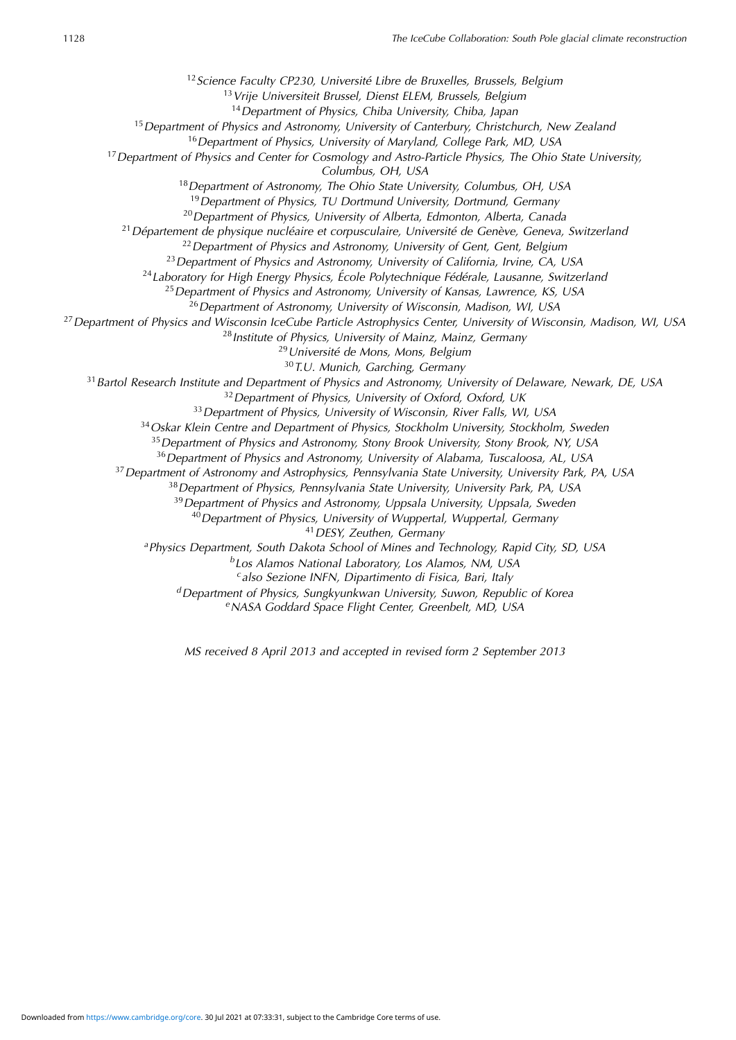[12]Science Faculty CP230, Université Libre de Bruxelles, Brussels, Belgium
[13]Vrije Universiteit Brussel, Dienst ELEM, Brussels, Belgium
[14]Department of Physics, Chiba University, Chiba, Japan
[15]Department of Physics and Astronomy, University of Canterbury, Christchurch, New Zealand
[16]Department of Physics, University of Maryland, College Park, MD, USA
[17]Department of Physics and Center for Cosmology and Astro-Particle Physics, The Ohio State University, Columbus, OH, USA
[18]Department of Astronomy, The Ohio State University, Columbus, OH, USA
[19]Department of Physics, TU Dortmund University, Dortmund, Germany
[20]Department of Physics, University of Alberta, Edmonton, Alberta, Canada
[21]Département de physique nucléaire et corpusculaire, Université de Genève, Geneva, Switzerland
[22]Department of Physics and Astronomy, University of Gent, Gent, Belgium
[23]Department of Physics and Astronomy, University of California, Irvine, CA, USA
[24]Laboratory for High Energy Physics, École Polytechnique Fédérale, Lausanne, Switzerland
[25]Department of Physics and Astronomy, University of Kansas, Lawrence, KS, USA
[26]Department of Astronomy, University of Wisconsin, Madison, WI, USA
[27]Department of Physics and Wisconsin IceCube Particle Astrophysics Center, University of Wisconsin, Madison, WI, USA
[28]Institute of Physics, University of Mainz, Mainz, Germany
[29]Université de Mons, Mons, Belgium
[30]T.U. Munich, Garching, Germany
[31]Bartol Research Institute and Department of Physics and Astronomy, University of Delaware, Newark, DE, USA
[32]Department of Physics, University of Oxford, Oxford, UK
[33]Department of Physics, University of Wisconsin, River Falls, WI, USA
[34]Oskar Klein Centre and Department of Physics, Stockholm University, Stockholm, Sweden
[35]Department of Physics and Astronomy, Stony Brook University, Stony Brook, NY, USA
[36]Department of Physics and Astronomy, University of Alabama, Tuscaloosa, AL, USA
[37]Department of Astronomy and Astrophysics, Pennsylvania State University, University Park, PA, USA
[38]Department of Physics, Pennsylvania State University, University Park, PA, USA
[39]Department of Physics and Astronomy, Uppsala University, Uppsala, Sweden
[40]Department of Physics, University of Wuppertal, Wuppertal, Germany
[41]DESY, Zeuthen, Germany
[a]Physics Department, South Dakota School of Mines and Technology, Rapid City, SD, USA
[b]Los Alamos National Laboratory, Los Alamos, NM, USA
[c]also Sezione INFN, Dipartimento di Fisica, Bari, Italy
[d]Department of Physics, Sungkyunkwan University, Suwon, Republic of Korea
[e]NASA Goddard Space Flight Center, Greenbelt, MD, USA

*MS received 8 April 2013 and accepted in revised form 2 September 2013*